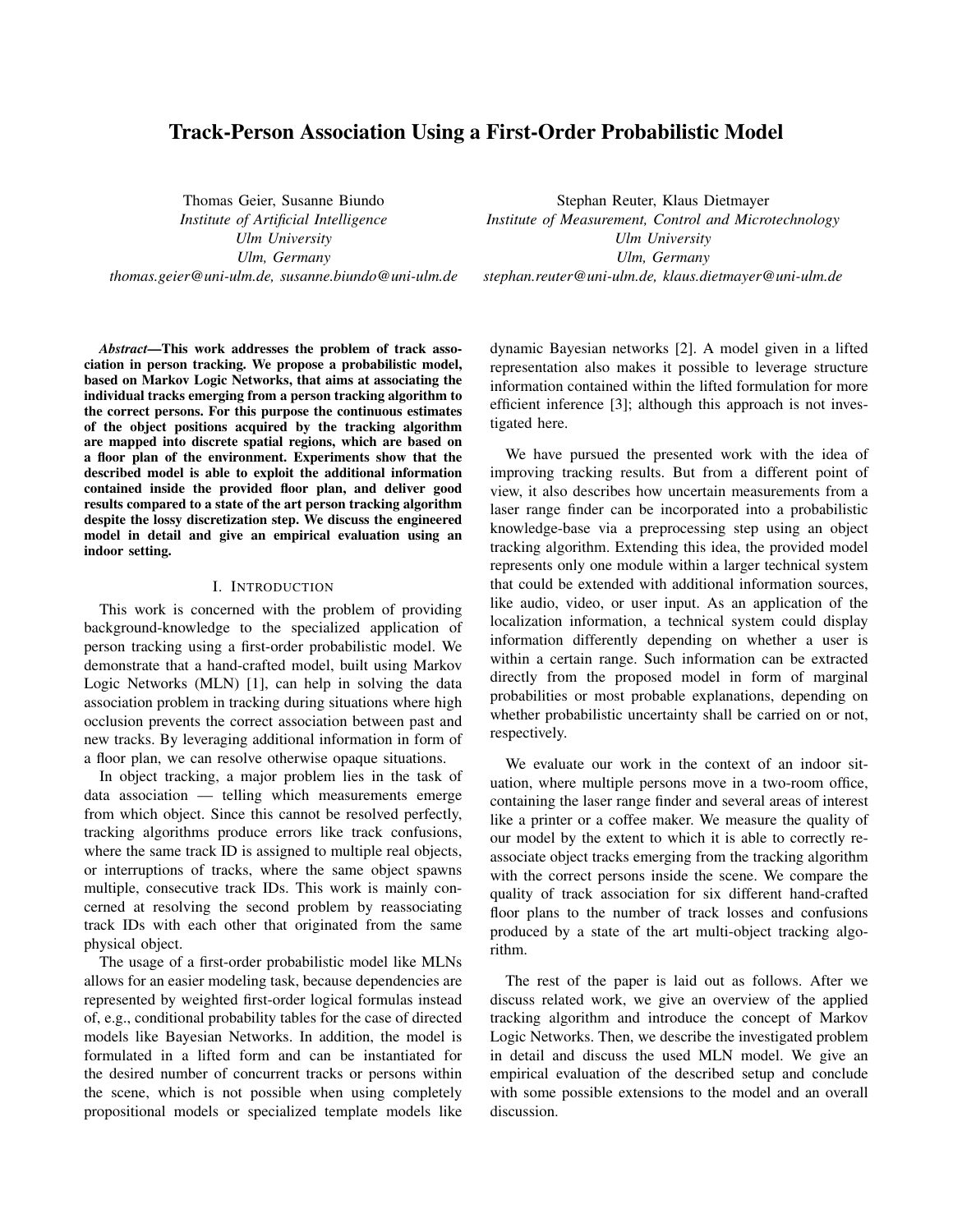# Track-Person Association Using a First-Order Probabilistic Model

Thomas Geier, Susanne Biundo
*Institute of Artificial Intelligence*
*Ulm University*
*Ulm, Germany*
*thomas.geier@uni-ulm.de, susanne.biundo@uni-ulm.de*

Stephan Reuter, Klaus Dietmayer
*Institute of Measurement, Control and Microtechnology*
*Ulm University*
*Ulm, Germany*
*stephan.reuter@uni-ulm.de, klaus.dietmayer@uni-ulm.de*

***Abstract*—This work addresses the problem of track association in person tracking. We propose a probabilistic model, based on Markov Logic Networks, that aims at associating the individual tracks emerging from a person tracking algorithm to the correct persons. For this purpose the continuous estimates of the object positions acquired by the tracking algorithm are mapped into discrete spatial regions, which are based on a floor plan of the environment. Experiments show that the described model is able to exploit the additional information contained inside the provided floor plan, and deliver good results compared to a state of the art person tracking algorithm despite the lossy discretization step. We discuss the engineered model in detail and give an empirical evaluation using an indoor setting.**

## I. Introduction

This work is concerned with the problem of providing background-knowledge to the specialized application of person tracking using a first-order probabilistic model. We demonstrate that a hand-crafted model, built using Markov Logic Networks (MLN) [1], can help in solving the data association problem in tracking during situations where high occlusion prevents the correct association between past and new tracks. By leveraging additional information in form of a floor plan, we can resolve otherwise opaque situations.

In object tracking, a major problem lies in the task of data association — telling which measurements emerge from which object. Since this cannot be resolved perfectly, tracking algorithms produce errors like track confusions, where the same track ID is assigned to multiple real objects, or interruptions of tracks, where the same object spawns multiple, consecutive track IDs. This work is mainly concerned at resolving the second problem by reassociating track IDs with each other that originated from the same physical object.

The usage of a first-order probabilistic model like MLNs allows for an easier modeling task, because dependencies are represented by weighted first-order logical formulas instead of, e.g., conditional probability tables for the case of directed models like Bayesian Networks. In addition, the model is formulated in a lifted form and can be instantiated for the desired number of concurrent tracks or persons within the scene, which is not possible when using completely propositional models or specialized template models like dynamic Bayesian networks [2]. A model given in a lifted representation also makes it possible to leverage structure information contained within the lifted formulation for more efficient inference [3]; although this approach is not investigated here.

We have pursued the presented work with the idea of improving tracking results. But from a different point of view, it also describes how uncertain measurements from a laser range finder can be incorporated into a probabilistic knowledge-base via a preprocessing step using an object tracking algorithm. Extending this idea, the provided model represents only one module within a larger technical system that could be extended with additional information sources, like audio, video, or user input. As an application of the localization information, a technical system could display information differently depending on whether a user is within a certain range. Such information can be extracted directly from the proposed model in form of marginal probabilities or most probable explanations, depending on whether probabilistic uncertainty shall be carried on or not, respectively.

We evaluate our work in the context of an indoor situation, where multiple persons move in a two-room office, containing the laser range finder and several areas of interest like a printer or a coffee maker. We measure the quality of our model by the extent to which it is able to correctly re-associate object tracks emerging from the tracking algorithm with the correct persons inside the scene. We compare the quality of track association for six different hand-crafted floor plans to the number of track losses and confusions produced by a state of the art multi-object tracking algorithm.

The rest of the paper is laid out as follows. After we discuss related work, we give an overview of the applied tracking algorithm and introduce the concept of Markov Logic Networks. Then, we describe the investigated problem in detail and discuss the used MLN model. We give an empirical evaluation of the described setup and conclude with some possible extensions to the model and an overall discussion.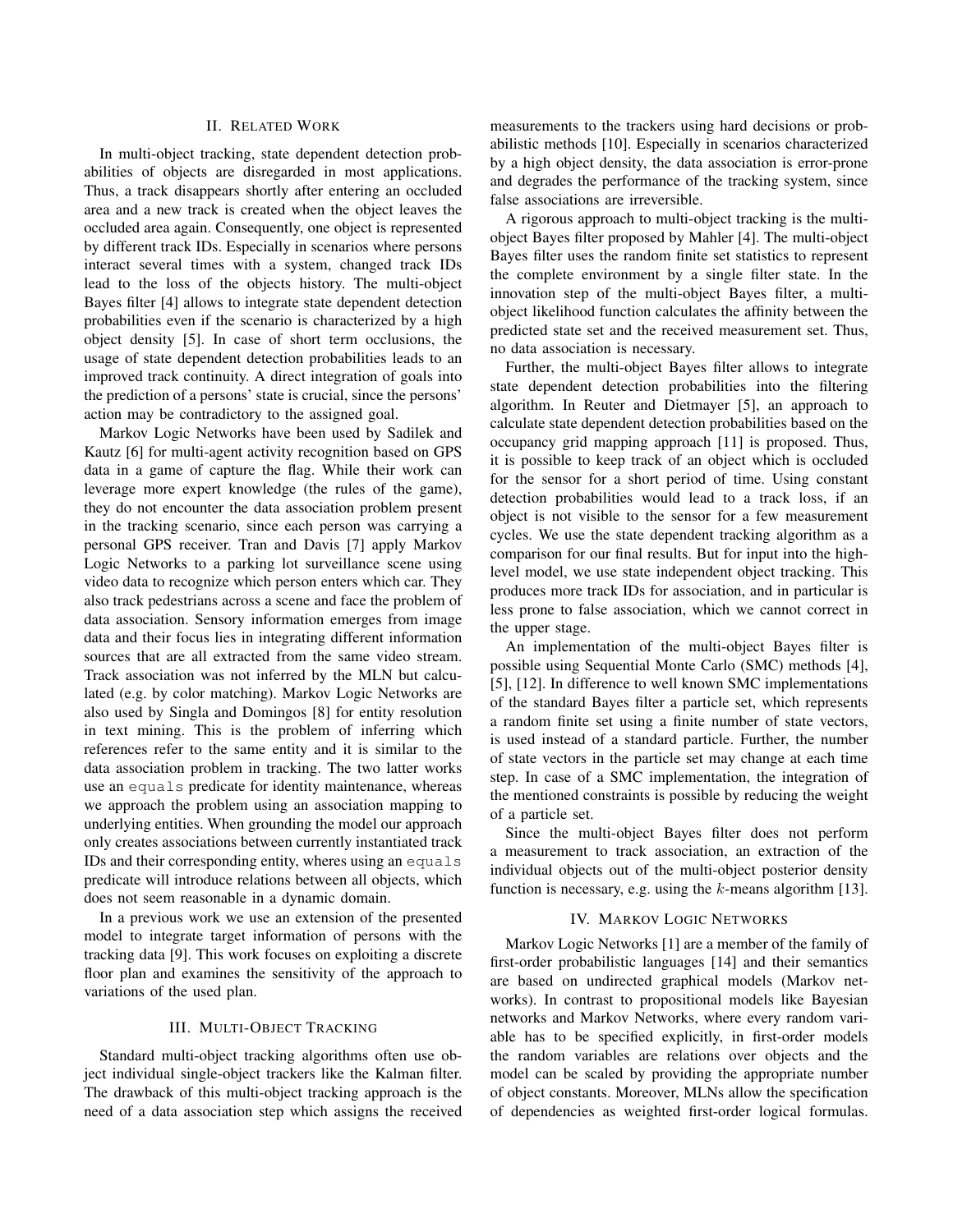## II. Related Work

In multi-object tracking, state dependent detection probabilities of objects are disregarded in most applications. Thus, a track disappears shortly after entering an occluded area and a new track is created when the object leaves the occluded area again. Consequently, one object is represented by different track IDs. Especially in scenarios where persons interact several times with a system, changed track IDs lead to the loss of the objects history. The multi-object Bayes filter [4] allows to integrate state dependent detection probabilities even if the scenario is characterized by a high object density [5]. In case of short term occlusions, the usage of state dependent detection probabilities leads to an improved track continuity. A direct integration of goals into the prediction of a persons' state is crucial, since the persons' action may be contradictory to the assigned goal.

Markov Logic Networks have been used by Sadilek and Kautz [6] for multi-agent activity recognition based on GPS data in a game of capture the flag. While their work can leverage more expert knowledge (the rules of the game), they do not encounter the data association problem present in the tracking scenario, since each person was carrying a personal GPS receiver. Tran and Davis [7] apply Markov Logic Networks to a parking lot surveillance scene using video data to recognize which person enters which car. They also track pedestrians across a scene and face the problem of data association. Sensory information emerges from image data and their focus lies in integrating different information sources that are all extracted from the same video stream. Track association was not inferred by the MLN but calculated (e.g. by color matching). Markov Logic Networks are also used by Singla and Domingos [8] for entity resolution in text mining. This is the problem of inferring which references refer to the same entity and it is similar to the data association problem in tracking. The two latter works use an `equals` predicate for identity maintenance, whereas we approach the problem using an association mapping to underlying entities. When grounding the model our approach only creates associations between currently instantiated track IDs and their corresponding entity, wheres using an `equals` predicate will introduce relations between all objects, which does not seem reasonable in a dynamic domain.

In a previous work we use an extension of the presented model to integrate target information of persons with the tracking data [9]. This work focuses on exploiting a discrete floor plan and examines the sensitivity of the approach to variations of the used plan.

## III. Multi-Object Tracking

Standard multi-object tracking algorithms often use object individual single-object trackers like the Kalman filter. The drawback of this multi-object tracking approach is the need of a data association step which assigns the received measurements to the trackers using hard decisions or probabilistic methods [10]. Especially in scenarios characterized by a high object density, the data association is error-prone and degrades the performance of the tracking system, since false associations are irreversible.

A rigorous approach to multi-object tracking is the multi-object Bayes filter proposed by Mahler [4]. The multi-object Bayes filter uses the random finite set statistics to represent the complete environment by a single filter state. In the innovation step of the multi-object Bayes filter, a multi-object likelihood function calculates the affinity between the predicted state set and the received measurement set. Thus, no data association is necessary.

Further, the multi-object Bayes filter allows to integrate state dependent detection probabilities into the filtering algorithm. In Reuter and Dietmayer [5], an approach to calculate state dependent detection probabilities based on the occupancy grid mapping approach [11] is proposed. Thus, it is possible to keep track of an object which is occluded for the sensor for a short period of time. Using constant detection probabilities would lead to a track loss, if an object is not visible to the sensor for a few measurement cycles. We use the state dependent tracking algorithm as a comparison for our final results. But for input into the high-level model, we use state independent object tracking. This produces more track IDs for association, and in particular is less prone to false association, which we cannot correct in the upper stage.

An implementation of the multi-object Bayes filter is possible using Sequential Monte Carlo (SMC) methods [4], [5], [12]. In difference to well known SMC implementations of the standard Bayes filter a particle set, which represents a random finite set using a finite number of state vectors, is used instead of a standard particle. Further, the number of state vectors in the particle set may change at each time step. In case of a SMC implementation, the integration of the mentioned constraints is possible by reducing the weight of a particle set.

Since the multi-object Bayes filter does not perform a measurement to track association, an extraction of the individual objects out of the multi-object posterior density function is necessary, e.g. using the $k$-means algorithm [13].

## IV. Markov Logic Networks

Markov Logic Networks [1] are a member of the family of first-order probabilistic languages [14] and their semantics are based on undirected graphical models (Markov networks). In contrast to propositional models like Bayesian networks and Markov Networks, where every random variable has to be specified explicitly, in first-order models the random variables are relations over objects and the model can be scaled by providing the appropriate number of object constants. Moreover, MLNs allow the specification of dependencies as weighted first-order logical formulas.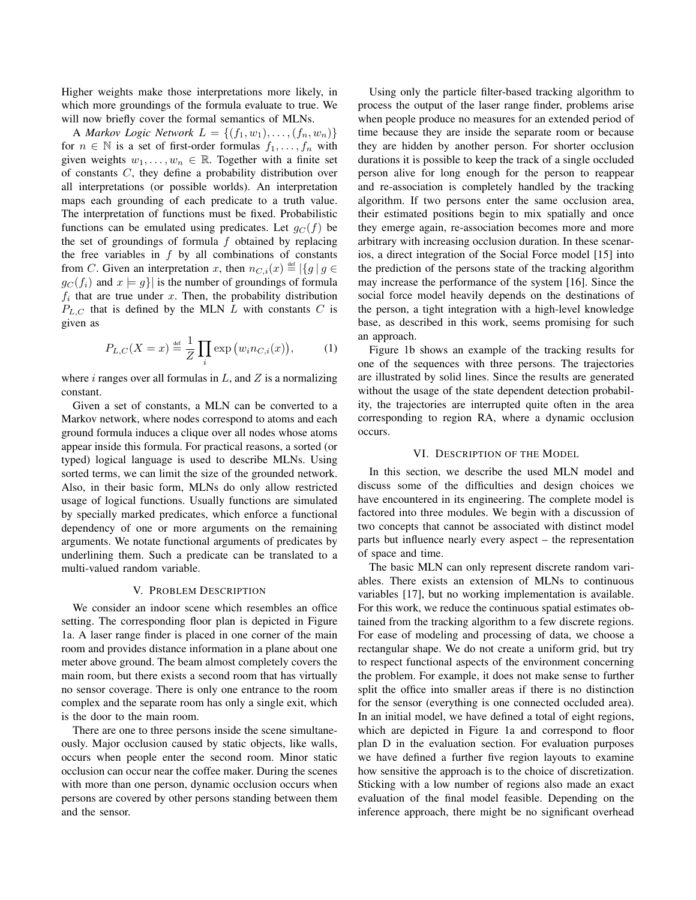Higher weights make those interpretations more likely, in which more groundings of the formula evaluate to true. We will now briefly cover the formal semantics of MLNs.

A *Markov Logic Network* $L = \{(f_1, w_1), \ldots, (f_n, w_n)\}$ for $n \in \mathbb{N}$ is a set of first-order formulas $f_1, \ldots, f_n$ with given weights $w_1, \ldots, w_n \in \mathbb{R}$. Together with a finite set of constants $C$, they define a probability distribution over all interpretations (or possible worlds). An interpretation maps each grounding of each predicate to a truth value. The interpretation of functions must be fixed. Probabilistic functions can be emulated using predicates. Let $g_C(f)$ be the set of groundings of formula $f$ obtained by replacing the free variables in $f$ by all combinations of constants from $C$. Given an interpretation $x$, then $n_{C,i}(x) \stackrel{\text{def}}{=} |\{g \mid g \in g_C(f_i) \text{ and } x \models g\}|$ is the number of groundings of formula $f_i$ that are true under $x$. Then, the probability distribution $P_{L,C}$ that is defined by the MLN $L$ with constants $C$ is given as

$$P_{L,C}(X = x) \stackrel{\text{def}}{=} \frac{1}{Z} \prod_i \exp\big(w_i n_{C,i}(x)\big), \tag{1}$$

where $i$ ranges over all formulas in $L$, and $Z$ is a normalizing constant.

Given a set of constants, a MLN can be converted to a Markov network, where nodes correspond to atoms and each ground formula induces a clique over all nodes whose atoms appear inside this formula. For practical reasons, a sorted (or typed) logical language is used to describe MLNs. Using sorted terms, we can limit the size of the grounded network. Also, in their basic form, MLNs do only allow restricted usage of logical functions. Usually functions are simulated by specially marked predicates, which enforce a functional dependency of one or more arguments on the remaining arguments. We notate functional arguments of predicates by underlining them. Such a predicate can be translated to a multi-valued random variable.

## V. Problem Description

We consider an indoor scene which resembles an office setting. The corresponding floor plan is depicted in Figure 1a. A laser range finder is placed in one corner of the main room and provides distance information in a plane about one meter above ground. The beam almost completely covers the main room, but there exists a second room that has virtually no sensor coverage. There is only one entrance to the room complex and the separate room has only a single exit, which is the door to the main room.

There are one to three persons inside the scene simultaneously. Major occlusion caused by static objects, like walls, occurs when people enter the second room. Minor static occlusion can occur near the coffee maker. During the scenes with more than one person, dynamic occlusion occurs when persons are covered by other persons standing between them and the sensor.

Using only the particle filter-based tracking algorithm to process the output of the laser range finder, problems arise when people produce no measures for an extended period of time because they are inside the separate room or because they are hidden by another person. For shorter occlusion durations it is possible to keep the track of a single occluded person alive for long enough for the person to reappear and re-association is completely handled by the tracking algorithm. If two persons enter the same occlusion area, their estimated positions begin to mix spatially and once they emerge again, re-association becomes more and more arbitrary with increasing occlusion duration. In these scenarios, a direct integration of the Social Force model [15] into the prediction of the persons state of the tracking algorithm may increase the performance of the system [16]. Since the social force model heavily depends on the destinations of the person, a tight integration with a high-level knowledge base, as described in this work, seems promising for such an approach.

Figure 1b shows an example of the tracking results for one of the sequences with three persons. The trajectories are illustrated by solid lines. Since the results are generated without the usage of the state dependent detection probability, the trajectories are interrupted quite often in the area corresponding to region RA, where a dynamic occlusion occurs.

## VI. Description of the Model

In this section, we describe the used MLN model and discuss some of the difficulties and design choices we have encountered in its engineering. The complete model is factored into three modules. We begin with a discussion of two concepts that cannot be associated with distinct model parts but influence nearly every aspect – the representation of space and time.

The basic MLN can only represent discrete random variables. There exists an extension of MLNs to continuous variables [17], but no working implementation is available. For this work, we reduce the continuous spatial estimates obtained from the tracking algorithm to a few discrete regions. For ease of modeling and processing of data, we choose a rectangular shape. We do not create a uniform grid, but try to respect functional aspects of the environment concerning the problem. For example, it does not make sense to further split the office into smaller areas if there is no distinction for the sensor (everything is one connected occluded area). In an initial model, we have defined a total of eight regions, which are depicted in Figure 1a and correspond to floor plan D in the evaluation section. For evaluation purposes we have defined a further five region layouts to examine how sensitive the approach is to the choice of discretization. Sticking with a low number of regions also made an exact evaluation of the final model feasible. Depending on the inference approach, there might be no significant overhead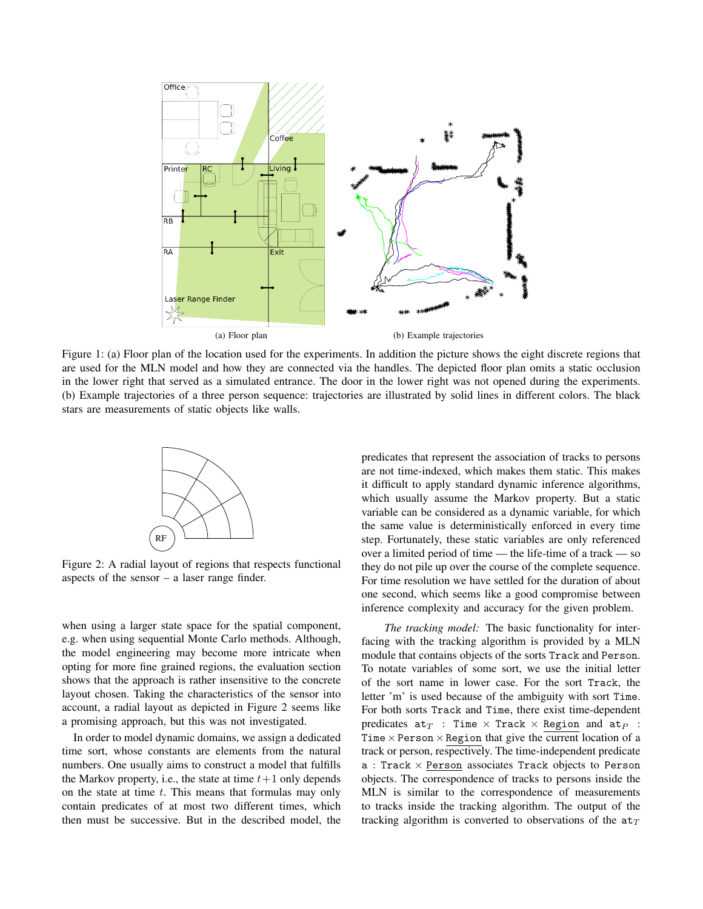(a) Floor plan

(b) Example trajectories

Figure 1: (a) Floor plan of the location used for the experiments. In addition the picture shows the eight discrete regions that are used for the MLN model and how they are connected via the handles. The depicted floor plan omits a static occlusion in the lower right that served as a simulated entrance. The door in the lower right was not opened during the experiments. (b) Example trajectories of a three person sequence: trajectories are illustrated by solid lines in different colors. The black stars are measurements of static objects like walls.

Figure 2: A radial layout of regions that respects functional aspects of the sensor – a laser range finder.

when using a larger state space for the spatial component, e.g. when using sequential Monte Carlo methods. Although, the model engineering may become more intricate when opting for more fine grained regions, the evaluation section shows that the approach is rather insensitive to the concrete layout chosen. Taking the characteristics of the sensor into account, a radial layout as depicted in Figure 2 seems like a promising approach, but this was not investigated.

In order to model dynamic domains, we assign a dedicated time sort, whose constants are elements from the natural numbers. One usually aims to construct a model that fulfills the Markov property, i.e., the state at time $t+1$ only depends on the state at time $t$. This means that formulas may only contain predicates of at most two different times, which then must be successive. But in the described model, the predicates that represent the association of tracks to persons are not time-indexed, which makes them static. This makes it difficult to apply standard dynamic inference algorithms, which usually assume the Markov property. But a static variable can be considered as a dynamic variable, for which the same value is deterministically enforced in every time step. Fortunately, these static variables are only referenced over a limited period of time — the life-time of a track — so they do not pile up over the course of the complete sequence. For time resolution we have settled for the duration of about one second, which seems like a good compromise between inference complexity and accuracy for the given problem.

*The tracking model:* The basic functionality for interfacing with the tracking algorithm is provided by a MLN module that contains objects of the sorts `Track` and `Person`. To notate variables of some sort, we use the initial letter of the sort name in lower case. For the sort `Track`, the letter 'm' is used because of the ambiguity with sort `Time`. For both sorts `Track` and `Time`, there exist time-dependent predicates $\texttt{at}_T$ : `Time` × `Track` × `Region` and $\texttt{at}_P$ : `Time` × `Person` × `Region` that give the current location of a track or person, respectively. The time-independent predicate `a` : `Track` × `Person` associates `Track` objects to `Person` objects. The correspondence of tracks to persons inside the MLN is similar to the correspondence of measurements to tracks inside the tracking algorithm. The output of the tracking algorithm is converted to observations of the $\texttt{at}_T$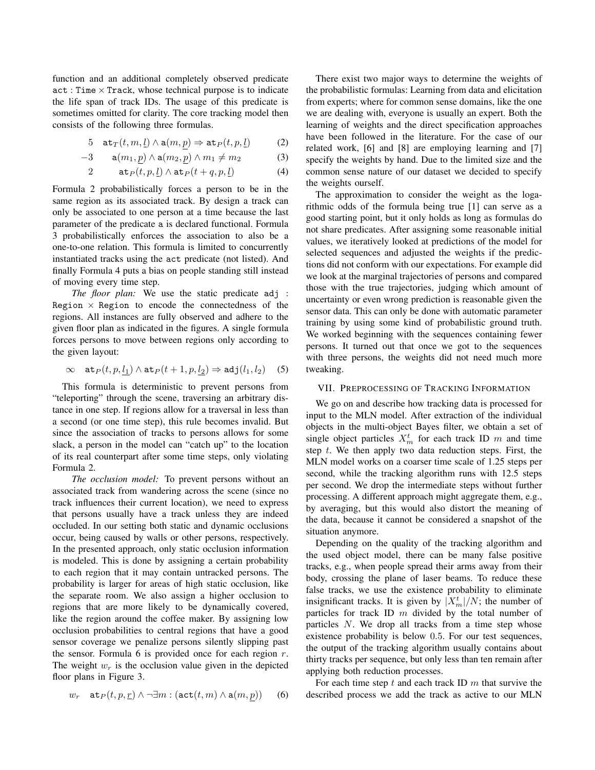function and an additional completely observed predicate $\texttt{act} : \texttt{Time} \times \texttt{Track}$, whose technical purpose is to indicate the life span of track IDs. The usage of this predicate is sometimes omitted for clarity. The core tracking model then consists of the following three formulas.

$$5 \quad \texttt{at}_T(t, m, \underline{l}) \wedge \texttt{a}(m, \underline{p}) \Rightarrow \texttt{at}_P(t, p, \underline{l}) \qquad (2)$$

$$-3 \quad \texttt{a}(m_1, \underline{p}) \wedge \texttt{a}(m_2, \underline{p}) \wedge m_1 \neq m_2 \qquad (3)$$

$$2 \quad \texttt{at}_P(t, p, \underline{l}) \wedge \texttt{at}_P(t + q, p, \underline{l}) \qquad (4)$$

Formula 2 probabilistically forces a person to be in the same region as its associated track. By design a track can only be associated to one person at a time because the last parameter of the predicate a is declared functional. Formula 3 probabilistically enforces the association to also be a one-to-one relation. This formula is limited to concurrently instantiated tracks using the act predicate (not listed). And finally Formula 4 puts a bias on people standing still instead of moving every time step.

*The floor plan:* We use the static predicate $\texttt{adj} : \texttt{Region} \times \texttt{Region}$ to encode the connectedness of the regions. All instances are fully observed and adhere to the given floor plan as indicated in the figures. A single formula forces persons to move between regions only according to the given layout:

$$\infty \quad \texttt{at}_P(t, p, \underline{l_1}) \wedge \texttt{at}_P(t + 1, p, \underline{l_2}) \Rightarrow \texttt{adj}(l_1, l_2) \qquad (5)$$

This formula is deterministic to prevent persons from "teleporting" through the scene, traversing an arbitrary distance in one step. If regions allow for a traversal in less than a second (or one time step), this rule becomes invalid. But since the association of tracks to persons allows for some slack, a person in the model can "catch up" to the location of its real counterpart after some time steps, only violating Formula 2.

*The occlusion model:* To prevent persons without an associated track from wandering across the scene (since no track influences their current location), we need to express that persons usually have a track unless they are indeed occluded. In our setting both static and dynamic occlusions occur, being caused by walls or other persons, respectively. In the presented approach, only static occlusion information is modeled. This is done by assigning a certain probability to each region that it may contain untracked persons. The probability is larger for areas of high static occlusion, like the separate room. We also assign a higher occlusion to regions that are more likely to be dynamically covered, like the region around the coffee maker. By assigning low occlusion probabilities to central regions that have a good sensor coverage we penalize persons silently slipping past the sensor. Formula 6 is provided once for each region $r$. The weight $w_r$ is the occlusion value given in the depicted floor plans in Figure 3.

$$w_r \quad \texttt{at}_P(t, p, \underline{r}) \wedge \neg\exists m : (\texttt{act}(t, m) \wedge \texttt{a}(m, \underline{p})) \qquad (6)$$

There exist two major ways to determine the weights of the probabilistic formulas: Learning from data and elicitation from experts; where for common sense domains, like the one we are dealing with, everyone is usually an expert. Both the learning of weights and the direct specification approaches have been followed in the literature. For the case of our related work, [6] and [8] are employing learning and [7] specify the weights by hand. Due to the limited size and the common sense nature of our dataset we decided to specify the weights ourself.

The approximation to consider the weight as the logarithmic odds of the formula being true [1] can serve as a good starting point, but it only holds as long as formulas do not share predicates. After assigning some reasonable initial values, we iteratively looked at predictions of the model for selected sequences and adjusted the weights if the predictions did not conform with our expectations. For example did we look at the marginal trajectories of persons and compared those with the true trajectories, judging which amount of uncertainty or even wrong prediction is reasonable given the sensor data. This can only be done with automatic parameter training by using some kind of probabilistic ground truth. We worked beginning with the sequences containing fewer persons. It turned out that once we got to the sequences with three persons, the weights did not need much more tweaking.

## VII. Preprocessing of Tracking Information

We go on and describe how tracking data is processed for input to the MLN model. After extraction of the individual objects in the multi-object Bayes filter, we obtain a set of single object particles $X_m^t$ for each track ID $m$ and time step $t$. We then apply two data reduction steps. First, the MLN model works on a coarser time scale of 1.25 steps per second, while the tracking algorithm runs with 12.5 steps per second. We drop the intermediate steps without further processing. A different approach might aggregate them, e.g., by averaging, but this would also distort the meaning of the data, because it cannot be considered a snapshot of the situation anymore.

Depending on the quality of the tracking algorithm and the used object model, there can be many false positive tracks, e.g., when people spread their arms away from their body, crossing the plane of laser beams. To reduce these false tracks, we use the existence probability to eliminate insignificant tracks. It is given by $|X_m^t|/N$; the number of particles for track ID $m$ divided by the total number of particles $N$. We drop all tracks from a time step whose existence probability is below 0.5. For our test sequences, the output of the tracking algorithm usually contains about thirty tracks per sequence, but only less than ten remain after applying both reduction processes.

For each time step $t$ and each track ID $m$ that survive the described process we add the track as active to our MLN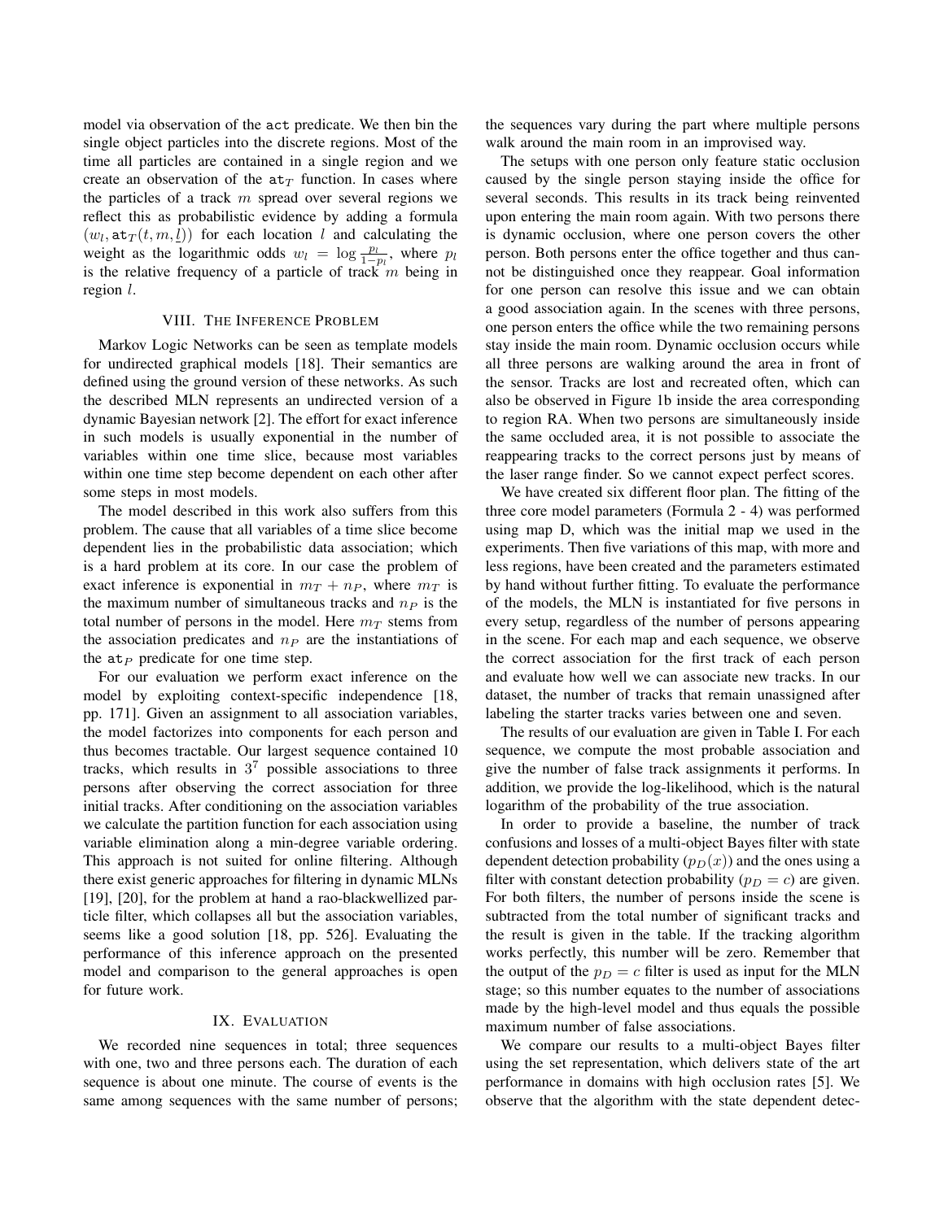model via observation of the act predicate. We then bin the single object particles into the discrete regions. Most of the time all particles are contained in a single region and we create an observation of the $\mathtt{at}_T$ function. In cases where the particles of a track $m$ spread over several regions we reflect this as probabilistic evidence by adding a formula $(w_l, \mathtt{at}_T(t, m, \underline{l}))$ for each location $l$ and calculating the weight as the logarithmic odds $w_l = \log \frac{p_l}{1-p_l}$, where $p_l$ is the relative frequency of a particle of track $m$ being in region $l$.

## VIII. The Inference Problem

Markov Logic Networks can be seen as template models for undirected graphical models [18]. Their semantics are defined using the ground version of these networks. As such the described MLN represents an undirected version of a dynamic Bayesian network [2]. The effort for exact inference in such models is usually exponential in the number of variables within one time slice, because most variables within one time step become dependent on each other after some steps in most models.

The model described in this work also suffers from this problem. The cause that all variables of a time slice become dependent lies in the probabilistic data association; which is a hard problem at its core. In our case the problem of exact inference is exponential in $m_T + n_P$, where $m_T$ is the maximum number of simultaneous tracks and $n_P$ is the total number of persons in the model. Here $m_T$ stems from the association predicates and $n_P$ are the instantiations of the $\mathtt{at}_P$ predicate for one time step.

For our evaluation we perform exact inference on the model by exploiting context-specific independence [18, pp. 171]. Given an assignment to all association variables, the model factorizes into components for each person and thus becomes tractable. Our largest sequence contained 10 tracks, which results in $3^7$ possible associations to three persons after observing the correct association for three initial tracks. After conditioning on the association variables we calculate the partition function for each association using variable elimination along a min-degree variable ordering. This approach is not suited for online filtering. Although there exist generic approaches for filtering in dynamic MLNs [19], [20], for the problem at hand a rao-blackwellized particle filter, which collapses all but the association variables, seems like a good solution [18, pp. 526]. Evaluating the performance of this inference approach on the presented model and comparison to the general approaches is open for future work.

## IX. Evaluation

We recorded nine sequences in total; three sequences with one, two and three persons each. The duration of each sequence is about one minute. The course of events is the same among sequences with the same number of persons; the sequences vary during the part where multiple persons walk around the main room in an improvised way.

The setups with one person only feature static occlusion caused by the single person staying inside the office for several seconds. This results in its track being reinvented upon entering the main room again. With two persons there is dynamic occlusion, where one person covers the other person. Both persons enter the office together and thus cannot be distinguished once they reappear. Goal information for one person can resolve this issue and we can obtain a good association again. In the scenes with three persons, one person enters the office while the two remaining persons stay inside the main room. Dynamic occlusion occurs while all three persons are walking around the area in front of the sensor. Tracks are lost and recreated often, which can also be observed in Figure 1b inside the area corresponding to region RA. When two persons are simultaneously inside the same occluded area, it is not possible to associate the reappearing tracks to the correct persons just by means of the laser range finder. So we cannot expect perfect scores.

We have created six different floor plan. The fitting of the three core model parameters (Formula 2 - 4) was performed using map D, which was the initial map we used in the experiments. Then five variations of this map, with more and less regions, have been created and the parameters estimated by hand without further fitting. To evaluate the performance of the models, the MLN is instantiated for five persons in every setup, regardless of the number of persons appearing in the scene. For each map and each sequence, we observe the correct association for the first track of each person and evaluate how well we can associate new tracks. In our dataset, the number of tracks that remain unassigned after labeling the starter tracks varies between one and seven.

The results of our evaluation are given in Table I. For each sequence, we compute the most probable association and give the number of false track assignments it performs. In addition, we provide the log-likelihood, which is the natural logarithm of the probability of the true association.

In order to provide a baseline, the number of track confusions and losses of a multi-object Bayes filter with state dependent detection probability ($p_D(x)$) and the ones using a filter with constant detection probability ($p_D = c$) are given. For both filters, the number of persons inside the scene is subtracted from the total number of significant tracks and the result is given in the table. If the tracking algorithm works perfectly, this number will be zero. Remember that the output of the $p_D = c$ filter is used as input for the MLN stage; so this number equates to the number of associations made by the high-level model and thus equals the possible maximum number of false associations.

We compare our results to a multi-object Bayes filter using the set representation, which delivers state of the art performance in domains with high occlusion rates [5]. We observe that the algorithm with the state dependent detec-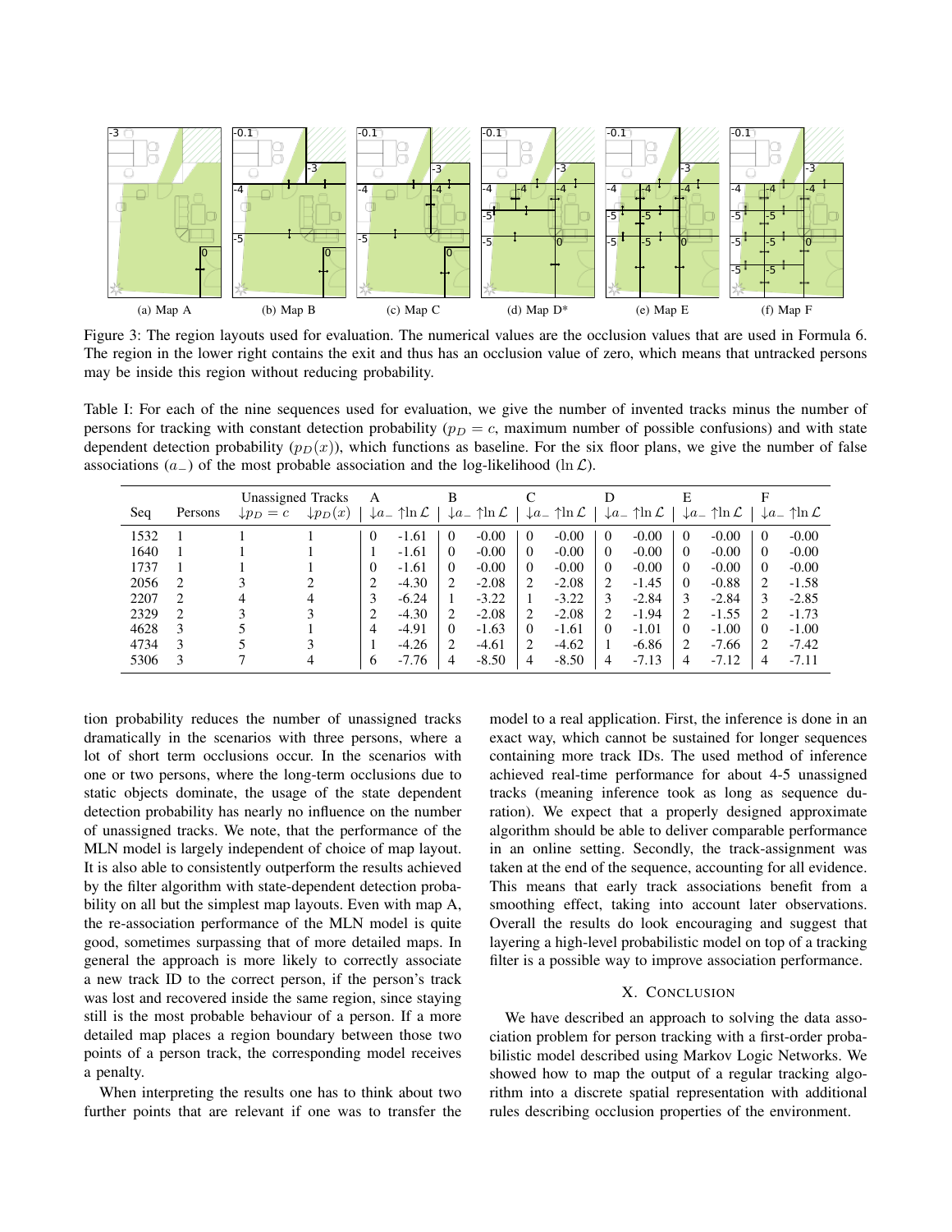(a) Map A (b) Map B (c) Map C (d) Map D* (e) Map E (f) Map F

Figure 3: The region layouts used for evaluation. The numerical values are the occlusion values that are used in Formula 6. The region in the lower right contains the exit and thus has an occlusion value of zero, which means that untracked persons may be inside this region without reducing probability.

Table I: For each of the nine sequences used for evaluation, we give the number of invented tracks minus the number of persons for tracking with constant detection probability ($p_D = c$, maximum number of possible confusions) and with state dependent detection probability ($p_D(x)$), which functions as baseline. For the six floor plans, we give the number of false associations ($a_-$) of the most probable association and the log-likelihood ($\ln \mathcal{L}$).

| Seq | Persons | Unassigned Tracks | | A | | B | | C | | D | | E | | F | |
|---|---|---|---|---|---|---|---|---|---|---|---|---|---|---|---|
| | | $\downarrow p_D = c$ | $\downarrow p_D(x)$ | $\downarrow a_-$ | $\uparrow\ln \mathcal{L}$ | $\downarrow a_-$ | $\uparrow\ln \mathcal{L}$ | $\downarrow a_-$ | $\uparrow\ln \mathcal{L}$ | $\downarrow a_-$ | $\uparrow\ln \mathcal{L}$ | $\downarrow a_-$ | $\uparrow\ln \mathcal{L}$ | $\downarrow a_-$ | $\uparrow\ln \mathcal{L}$ |
| 1532 | 1 | 1 | 1 | 0 | -1.61 | 0 | -0.00 | 0 | -0.00 | 0 | -0.00 | 0 | -0.00 | 0 | -0.00 |
| 1640 | 1 | 1 | 1 | 1 | -1.61 | 0 | -0.00 | 0 | -0.00 | 0 | -0.00 | 0 | -0.00 | 0 | -0.00 |
| 1737 | 1 | 1 | 1 | 0 | -1.61 | 0 | -0.00 | 0 | -0.00 | 0 | -0.00 | 0 | -0.00 | 0 | -0.00 |
| 2056 | 2 | 3 | 2 | 2 | -4.30 | 2 | -2.08 | 2 | -2.08 | 2 | -1.45 | 0 | -0.88 | 2 | -1.58 |
| 2207 | 2 | 4 | 4 | 3 | -6.24 | 1 | -3.22 | 1 | -3.22 | 3 | -2.84 | 3 | -2.84 | 3 | -2.85 |
| 2329 | 2 | 3 | 3 | 2 | -4.30 | 2 | -2.08 | 2 | -2.08 | 2 | -1.94 | 2 | -1.55 | 2 | -1.73 |
| 4628 | 3 | 5 | 1 | 4 | -4.91 | 0 | -1.63 | 0 | -1.61 | 0 | -1.01 | 0 | -1.00 | 0 | -1.00 |
| 4734 | 3 | 5 | 3 | 1 | -4.26 | 2 | -4.61 | 2 | -4.62 | 1 | -6.86 | 2 | -7.66 | 2 | -7.42 |
| 5306 | 3 | 7 | 4 | 6 | -7.76 | 4 | -8.50 | 4 | -8.50 | 4 | -7.13 | 4 | -7.12 | 4 | -7.11 |

tion probability reduces the number of unassigned tracks dramatically in the scenarios with three persons, where a lot of short term occlusions occur. In the scenarios with one or two persons, where the long-term occlusions due to static objects dominate, the usage of the state dependent detection probability has nearly no influence on the number of unassigned tracks. We note, that the performance of the MLN model is largely independent of choice of map layout. It is also able to consistently outperform the results achieved by the filter algorithm with state-dependent detection probability on all but the simplest map layouts. Even with map A, the re-association performance of the MLN model is quite good, sometimes surpassing that of more detailed maps. In general the approach is more likely to correctly associate a new track ID to the correct person, if the person's track was lost and recovered inside the same region, since staying still is the most probable behaviour of a person. If a more detailed map places a region boundary between those two points of a person track, the corresponding model receives a penalty.

When interpreting the results one has to think about two further points that are relevant if one was to transfer the model to a real application. First, the inference is done in an exact way, which cannot be sustained for longer sequences containing more track IDs. The used method of inference achieved real-time performance for about 4-5 unassigned tracks (meaning inference took as long as sequence duration). We expect that a properly designed approximate algorithm should be able to deliver comparable performance in an online setting. Secondly, the track-assignment was taken at the end of the sequence, accounting for all evidence. This means that early track associations benefit from a smoothing effect, taking into account later observations. Overall the results do look encouraging and suggest that layering a high-level probabilistic model on top of a tracking filter is a possible way to improve association performance.

## X. Conclusion

We have described an approach to solving the data association problem for person tracking with a first-order probabilistic model described using Markov Logic Networks. We showed how to map the output of a regular tracking algorithm into a discrete spatial representation with additional rules describing occlusion properties of the environment.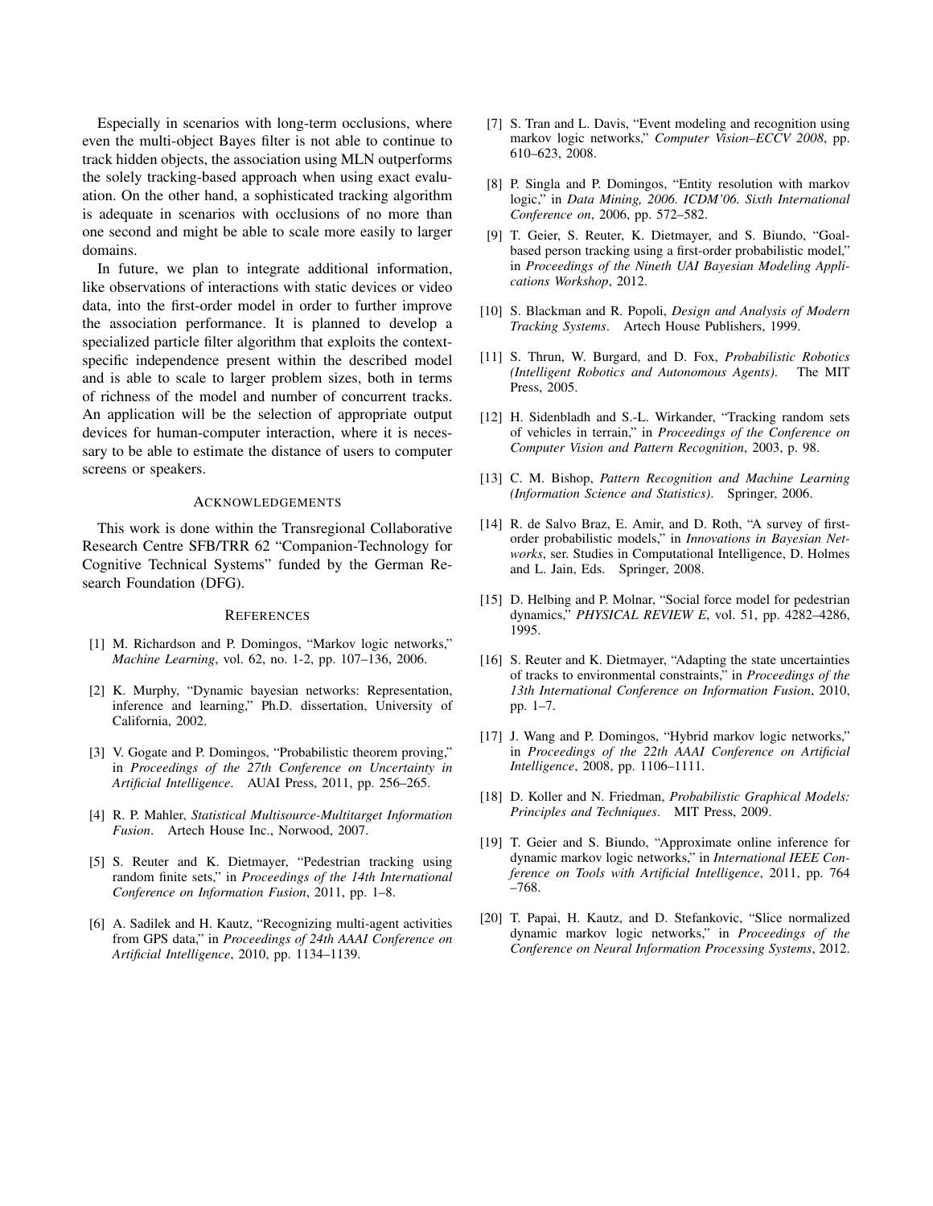Especially in scenarios with long-term occlusions, where even the multi-object Bayes filter is not able to continue to track hidden objects, the association using MLN outperforms the solely tracking-based approach when using exact evaluation. On the other hand, a sophisticated tracking algorithm is adequate in scenarios with occlusions of no more than one second and might be able to scale more easily to larger domains.

In future, we plan to integrate additional information, like observations of interactions with static devices or video data, into the first-order model in order to further improve the association performance. It is planned to develop a specialized particle filter algorithm that exploits the context-specific independence present within the described model and is able to scale to larger problem sizes, both in terms of richness of the model and number of concurrent tracks. An application will be the selection of appropriate output devices for human-computer interaction, where it is necessary to be able to estimate the distance of users to computer screens or speakers.

## Acknowledgements

This work is done within the Transregional Collaborative Research Centre SFB/TRR 62 "Companion-Technology for Cognitive Technical Systems" funded by the German Research Foundation (DFG).

## References

[1] M. Richardson and P. Domingos, "Markov logic networks," *Machine Learning*, vol. 62, no. 1-2, pp. 107–136, 2006.

[2] K. Murphy, "Dynamic bayesian networks: Representation, inference and learning," Ph.D. dissertation, University of California, 2002.

[3] V. Gogate and P. Domingos, "Probabilistic theorem proving," in *Proceedings of the 27th Conference on Uncertainty in Artificial Intelligence*. AUAI Press, 2011, pp. 256–265.

[4] R. P. Mahler, *Statistical Multisource-Multitarget Information Fusion*. Artech House Inc., Norwood, 2007.

[5] S. Reuter and K. Dietmayer, "Pedestrian tracking using random finite sets," in *Proceedings of the 14th International Conference on Information Fusion*, 2011, pp. 1–8.

[6] A. Sadilek and H. Kautz, "Recognizing multi-agent activities from GPS data," in *Proceedings of 24th AAAI Conference on Artificial Intelligence*, 2010, pp. 1134–1139.

[7] S. Tran and L. Davis, "Event modeling and recognition using markov logic networks," *Computer Vision–ECCV 2008*, pp. 610–623, 2008.

[8] P. Singla and P. Domingos, "Entity resolution with markov logic," in *Data Mining, 2006. ICDM'06. Sixth International Conference on*, 2006, pp. 572–582.

[9] T. Geier, S. Reuter, K. Dietmayer, and S. Biundo, "Goal-based person tracking using a first-order probabilistic model," in *Proceedings of the Nineth UAI Bayesian Modeling Applications Workshop*, 2012.

[10] S. Blackman and R. Popoli, *Design and Analysis of Modern Tracking Systems*. Artech House Publishers, 1999.

[11] S. Thrun, W. Burgard, and D. Fox, *Probabilistic Robotics (Intelligent Robotics and Autonomous Agents)*. The MIT Press, 2005.

[12] H. Sidenbladh and S.-L. Wirkander, "Tracking random sets of vehicles in terrain," in *Proceedings of the Conference on Computer Vision and Pattern Recognition*, 2003, p. 98.

[13] C. M. Bishop, *Pattern Recognition and Machine Learning (Information Science and Statistics)*. Springer, 2006.

[14] R. de Salvo Braz, E. Amir, and D. Roth, "A survey of first-order probabilistic models," in *Innovations in Bayesian Networks*, ser. Studies in Computational Intelligence, D. Holmes and L. Jain, Eds. Springer, 2008.

[15] D. Helbing and P. Molnar, "Social force model for pedestrian dynamics," *PHYSICAL REVIEW E*, vol. 51, pp. 4282–4286, 1995.

[16] S. Reuter and K. Dietmayer, "Adapting the state uncertainties of tracks to environmental constraints," in *Proceedings of the 13th International Conference on Information Fusion*, 2010, pp. 1–7.

[17] J. Wang and P. Domingos, "Hybrid markov logic networks," in *Proceedings of the 22th AAAI Conference on Artificial Intelligence*, 2008, pp. 1106–1111.

[18] D. Koller and N. Friedman, *Probabilistic Graphical Models: Principles and Techniques*. MIT Press, 2009.

[19] T. Geier and S. Biundo, "Approximate online inference for dynamic markov logic networks," in *International IEEE Conference on Tools with Artificial Intelligence*, 2011, pp. 764 –768.

[20] T. Papai, H. Kautz, and D. Stefankovic, "Slice normalized dynamic markov logic networks," in *Proceedings of the Conference on Neural Information Processing Systems*, 2012.